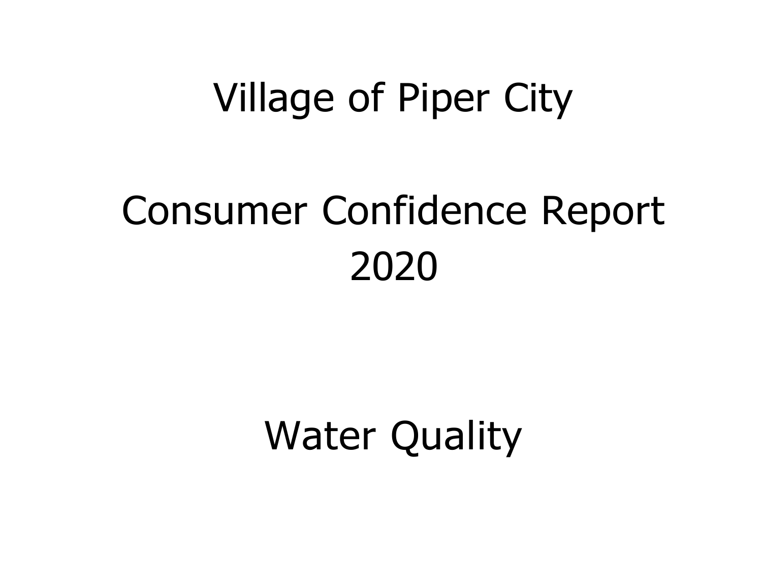# Village of Piper City

# Consumer Confidence Report 2020

# Water Quality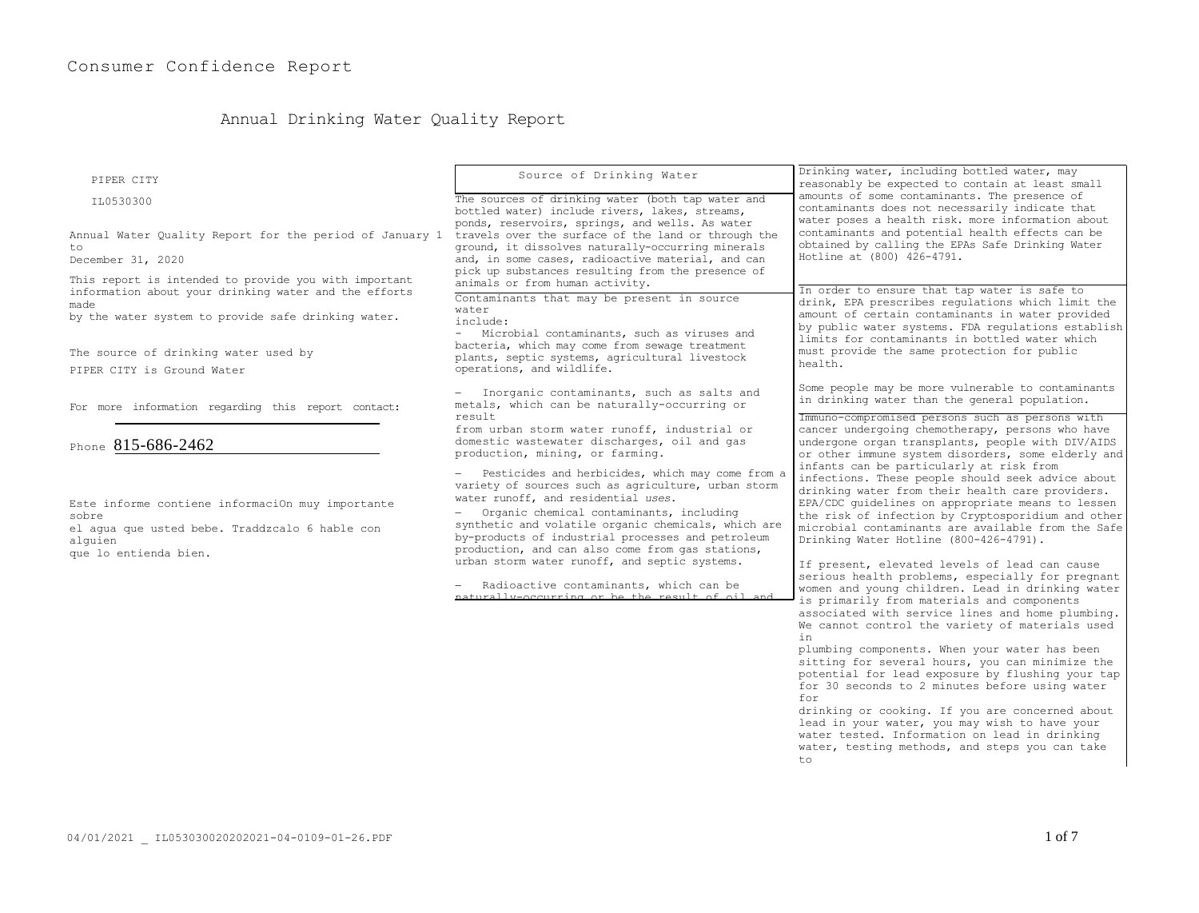# Consumer Confidence Report

## Annual Drinking Water Quality Report

PIPER CITY

IL0530300

Annual Water Quality Report for the period of January 1 to December 31, 2020

This report is intended to provide you with important information about your drinking water and the efforts made by the water system to provide safe drinking water.

The source of drinking water used by PIPER CITY is Ground Water

For more information regarding this report contact:

Phone 815-686-2462

Este informe contiene informaciOn muy importante sobre el agua que usted bebe. Traddzcalo 6 hable con alguien que lo entienda bien.

### Source of Drinking Water

The sources of drinking water (both tap water and bottled water) include rivers, lakes, streams, ponds, reservoirs, springs, and wells. As water travels over the surface of the land or through the ground, it dissolves naturally-occurring minerals and, in some cases, radioactive material, and can pick up substances resulting from the presence of animals or from human activity.

Contaminants that may be present in source water include:

- Microbial contaminants, such as viruses and bacteria, which may come from sewage treatment plants, septic systems, agricultural livestock operations, and wildlife.
- Inorganic contaminants, such as salts and metals, which can be naturally-occurring or result from urban storm water runoff, industrial or domestic wastewater discharges, oil and gas production, mining, or farming.
- Pesticides and herbicides, which may come from a variety of sources such as agriculture, urban storm water runoff, and residential *uses*.
- Organic chemical contaminants, including synthetic and volatile organic chemicals, which are by-products of industrial processes and petroleum production, and can also come from gas stations, urban storm water runoff, and septic systems.
- Radioactive contaminants, which can be naturally-occurring or be the result of oil and

Drinking water, including bottled water, may reasonably be expected to contain at least small amounts of some contaminants. The presence of contaminants does not necessarily indicate that water poses a health risk. more information about contaminants and potential health effects can be obtained by calling the EPAs Safe Drinking Water Hotline at (800) 426-4791.

In order to ensure that tap water is safe to drink, EPA prescribes regulations which limit the amount of certain contaminants in water provided by public water systems. FDA regulations establish limits for contaminants in bottled water which must provide the same protection for public health.

Some people may be more vulnerable to contaminants in drinking water than the general population.

Immuno-compromised persons such as persons with cancer undergoing chemotherapy, persons who have undergone organ transplants, people with DIV/AIDS or other immune system disorders, some elderly and infants can be particularly at risk from infections. These people should seek advice about drinking water from their health care providers. EPA/CDC guidelines on appropriate means to lessen the risk of infection by Cryptosporidium and other microbial contaminants are available from the Safe Drinking Water Hotline (800-426-4791).

If present, elevated levels of lead can cause serious health problems, especially for pregnant women and young children. Lead in drinking water is primarily from materials and components associated with service lines and home plumbing. We cannot control the variety of materials used in plumbing components. When your water has been sitting for several hours, you can minimize the potential for lead exposure by flushing your tap for 30 seconds to 2 minutes before using water for drinking or cooking. If you are concerned about lead in your water, you may wish to have your water tested. Information on lead in drinking water, testing methods, and steps you can take to

04/01/2021 _ IL053030020202021-04-0109-01-26.PDF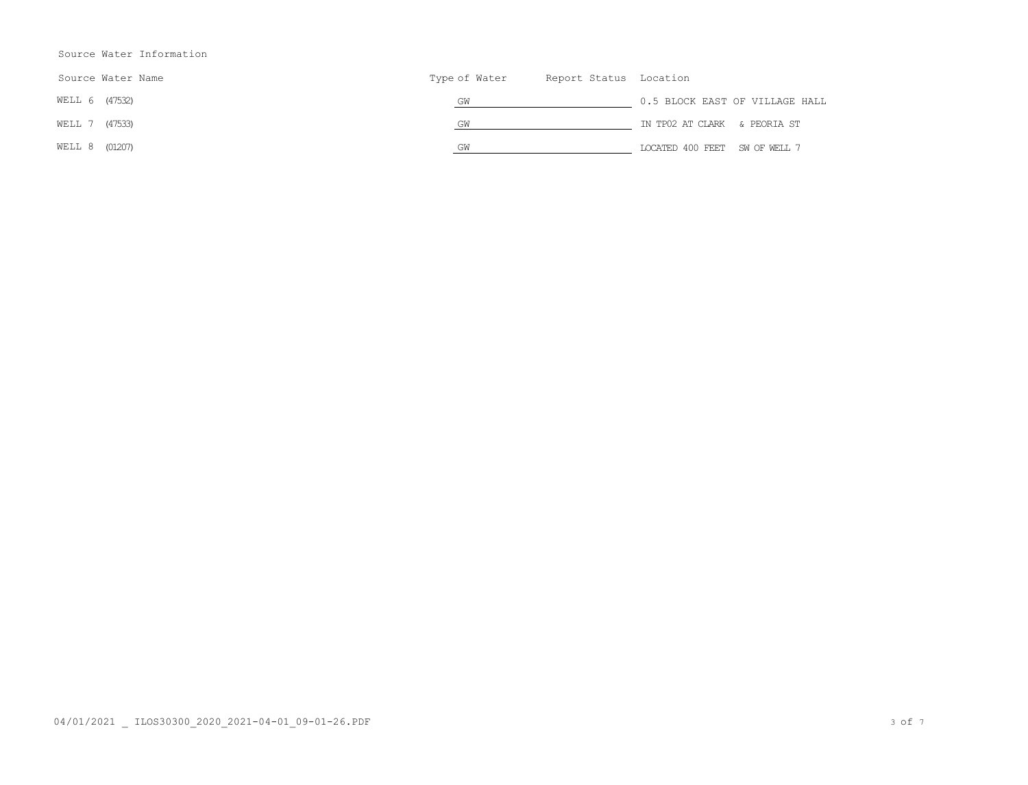Source Water Information

| Source Water Name | Type of Water | Report Status | Location |
|---|---|---|---|
| WELL 6 (47532) | GW | | 0.5 BLOCK EAST OF VILLAGE HALL |
| WELL 7 (47533) | GW | | IN TP02 AT CLARK & PEORIA ST |
| WELL 8 (01207) | GW | | LOCATED 400 FEET SW OF WELL 7 |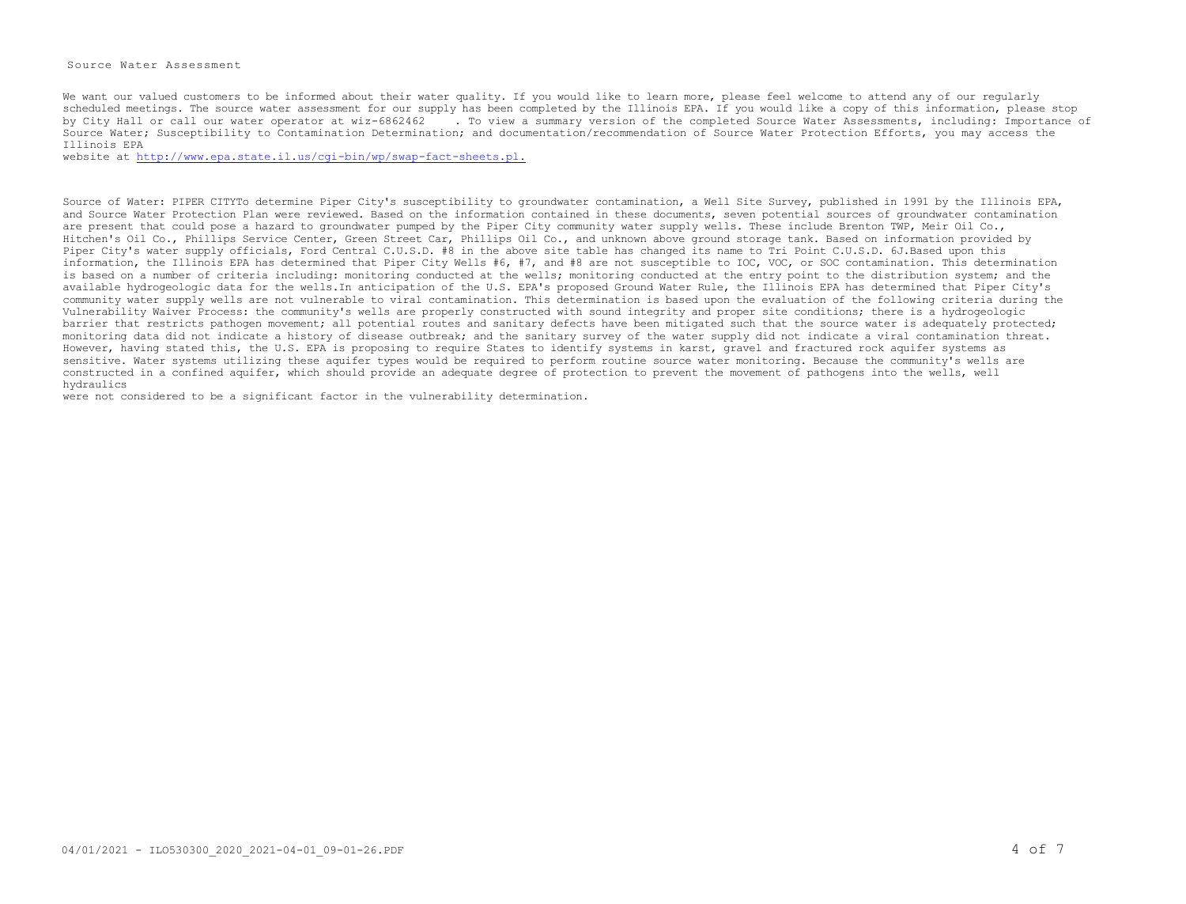## Source Water Assessment

We want our valued customers to be informed about their water quality. If you would like to learn more, please feel welcome to attend any of our regularly scheduled meetings. The source water assessment for our supply has been completed by the Illinois EPA. If you would like a copy of this information, please stop by City Hall or call our water operator at wiz-6862462 . To view a summary version of the completed Source Water Assessments, including: Importance of Source Water; Susceptibility to Contamination Determination; and documentation/recommendation of Source Water Protection Efforts, you may access the Illinois EPA website at http://www.epa.state.il.us/cgi-bin/wp/swap-fact-sheets.pl.

Source of Water: PIPER CITYTo determine Piper City's susceptibility to groundwater contamination, a Well Site Survey, published in 1991 by the Illinois EPA, and Source Water Protection Plan were reviewed. Based on the information contained in these documents, seven potential sources of groundwater contamination are present that could pose a hazard to groundwater pumped by the Piper City community water supply wells. These include Brenton TWP, Meir Oil Co., Hitchen's Oil Co., Phillips Service Center, Green Street Car, Phillips Oil Co., and unknown above ground storage tank. Based on information provided by Piper City's water supply officials, Ford Central C.U.S.D. #8 in the above site table has changed its name to Tri Point C.U.S.D. 6J.Based upon this information, the Illinois EPA has determined that Piper City Wells #6, #7, and #8 are not susceptible to IOC, VOC, or SOC contamination. This determination is based on a number of criteria including: monitoring conducted at the wells; monitoring conducted at the entry point to the distribution system; and the available hydrogeologic data for the wells.In anticipation of the U.S. EPA's proposed Ground Water Rule, the Illinois EPA has determined that Piper City's community water supply wells are not vulnerable to viral contamination. This determination is based upon the evaluation of the following criteria during the Vulnerability Waiver Process: the community's wells are properly constructed with sound integrity and proper site conditions; there is a hydrogeologic barrier that restricts pathogen movement; all potential routes and sanitary defects have been mitigated such that the source water is adequately protected; monitoring data did not indicate a history of disease outbreak; and the sanitary survey of the water supply did not indicate a viral contamination threat. However, having stated this, the U.S. EPA is proposing to require States to identify systems in karst, gravel and fractured rock aquifer systems as sensitive. Water systems utilizing these aquifer types would be required to perform routine source water monitoring. Because the community's wells are constructed in a confined aquifer, which should provide an adequate degree of protection to prevent the movement of pathogens into the wells, well hydraulics were not considered to be a significant factor in the vulnerability determination.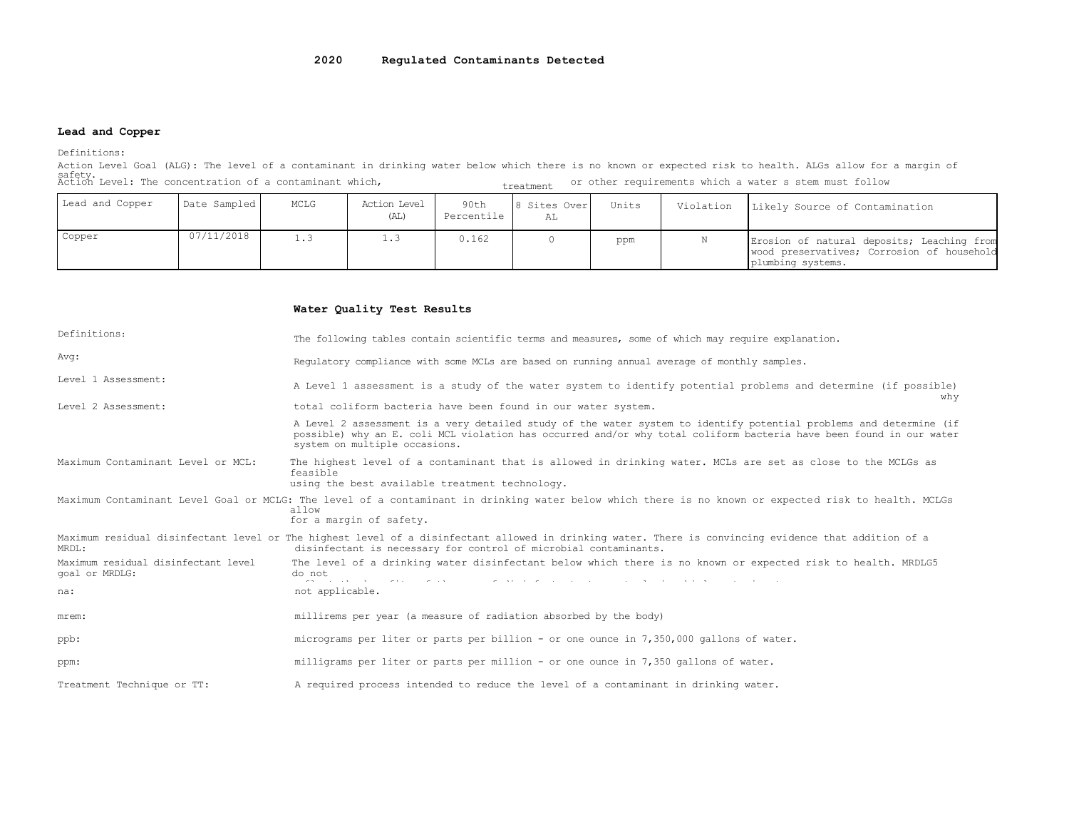## 2020 Regulated Contaminants Detected

### Lead and Copper

Definitions:

Action Level Goal (ALG): The level of a contaminant in drinking water below which there is no known or expected risk to health. ALGs allow for a margin of safety.

Action Level: The concentration of a contaminant which, treatment or other requirements which a water s stem must follow

| Lead and Copper | Date Sampled | MCLG | Action Level (AL) | 90th Percentile | 8 Sites Over AL | Units | Violation | Likely Source of Contamination |
|---|---|---|---|---|---|---|---|---|
| Copper | 07/11/2018 | 1.3 | 1.3 | 0.162 | 0 | ppm | N | Erosion of natural deposits; Leaching from wood preservatives; Corrosion of household plumbing systems. |

### Water Quality Test Results

Definitions: The following tables contain scientific terms and measures, some of which may require explanation.

Avg: Regulatory compliance with some MCLs are based on running annual average of monthly samples.

Level 1 Assessment: A Level 1 assessment is a study of the water system to identify potential problems and determine (if possible) why total coliform bacteria have been found in our water system.

Level 2 Assessment: A Level 2 assessment is a very detailed study of the water system to identify potential problems and determine (if possible) why an E. coli MCL violation has occurred and/or why total coliform bacteria have been found in our water system on multiple occasions.

Maximum Contaminant Level or MCL: The highest level of a contaminant that is allowed in drinking water. MCLs are set as close to the MCLGs as feasible using the best available treatment technology.

Maximum Contaminant Level Goal or MCLG: The level of a contaminant in drinking water below which there is no known or expected risk to health. MCLGs allow for a margin of safety.

Maximum residual disinfectant level or MRDL: The highest level of a disinfectant allowed in drinking water. There is convincing evidence that addition of a disinfectant is necessary for control of microbial contaminants.

Maximum residual disinfectant level goal or MRDLG: The level of a drinking water disinfectant below which there is no known or expected risk to health. MRDLG5 do not

na: not applicable.

mrem: millirems per year (a measure of radiation absorbed by the body)

ppb: micrograms per liter or parts per billion - or one ounce in 7,350,000 gallons of water.

ppm: milligrams per liter or parts per million - or one ounce in 7,350 gallons of water.

Treatment Technique or TT: A required process intended to reduce the level of a contaminant in drinking water.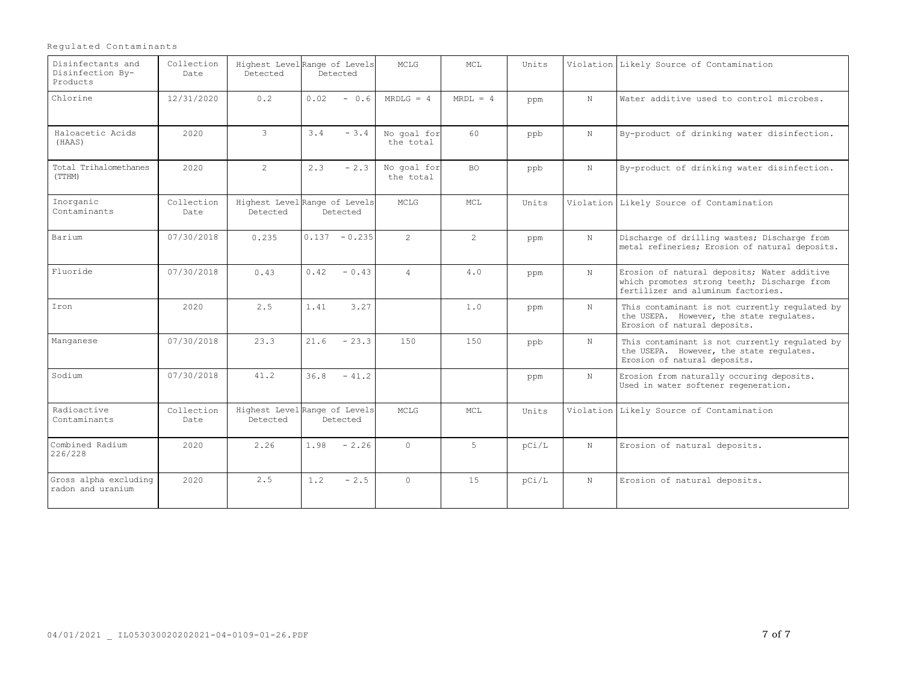Regulated Contaminants

| Disinfectants and Disinfection By-Products | Collection Date | Highest Level Detected | Range of Levels Detected | MCLG | MCL | Units | Violation | Likely Source of Contamination |
|---|---|---|---|---|---|---|---|---|
| Chlorine | 12/31/2020 | 0.2 | 0.02 - 0.6 | MRDLG = 4 | MRDL = 4 | ppm | N | Water additive used to control microbes. |
| Haloacetic Acids (HAAS) | 2020 | 3 | 3.4 - 3.4 | No goal for the total | 60 | ppb | N | By-product of drinking water disinfection. |
| Total Trihalomethanes (TTHM) | 2020 | 2 | 2.3 - 2.3 | No goal for the total | BO | ppb | N | By-product of drinking water disinfection. |
| Inorganic Contaminants | Collection Date | Highest Level Detected | Range of Levels Detected | MCLG | MCL | Units | Violation | Likely Source of Contamination |
| Barium | 07/30/2018 | 0.235 | 0.137 - 0.235 | 2 | 2 | ppm | N | Discharge of drilling wastes; Discharge from metal refineries; Erosion of natural deposits. |
| Fluoride | 07/30/2018 | 0.43 | 0.42 - 0.43 | 4 | 4.0 | ppm | N | Erosion of natural deposits; Water additive which promotes strong teeth; Discharge from fertilizer and aluminum factories. |
| Iron | 2020 | 2.5 | 1.41 3.27 | | 1.0 | ppm | N | This contaminant is not currently regulated by the USEPA. However, the state regulates. Erosion of natural deposits. |
| Manganese | 07/30/2018 | 23.3 | 21.6 - 23.3 | 150 | 150 | ppb | N | This contaminant is not currently regulated by the USEPA. However, the state regulates. Erosion of natural deposits. |
| Sodium | 07/30/2018 | 41.2 | 36.8 - 41.2 | | | ppm | N | Erosion from naturally occuring deposits. Used in water softener regeneration. |
| Radioactive Contaminants | Collection Date | Highest Level Detected | Range of Levels Detected | MCLG | MCL | Units | Violation | Likely Source of Contamination |
| Combined Radium 226/228 | 2020 | 2.26 | 1.98 - 2.26 | 0 | 5 | pCi/L | N | Erosion of natural deposits. |
| Gross alpha excluding radon and uranium | 2020 | 2.5 | 1.2 - 2.5 | 0 | 15 | pCi/L | N | Erosion of natural deposits. |

04/01/2021 _ IL0530300202021-04-0109-01-26.PDF